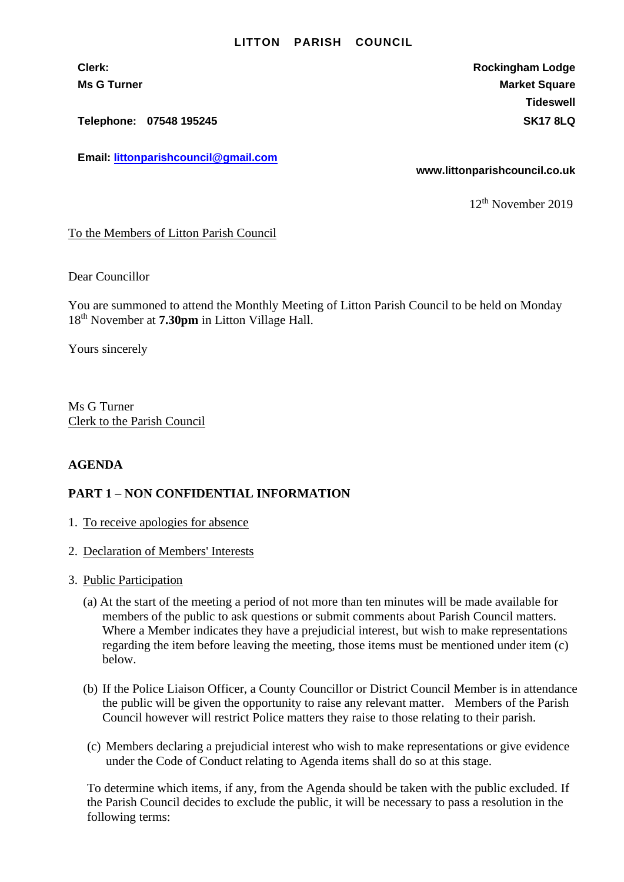**LITTON PARISH COUNCIL**

**Clerk:**
**Ms G Turner**

**Telephone: 07548 195245**

**Email: littonparishcouncil@gmail.com**

**Rockingham Lodge**
**Market Square**
**Tideswell**
**SK17 8LQ**

**www.littonparishcouncil.co.uk**

12th November 2019

To the Members of Litton Parish Council

Dear Councillor

You are summoned to attend the Monthly Meeting of Litton Parish Council to be held on Monday 18th November at **7.30pm** in Litton Village Hall.

Yours sincerely

Ms G Turner
Clerk to the Parish Council

**AGENDA**

**PART 1 – NON CONFIDENTIAL INFORMATION**

1. To receive apologies for absence

2. Declaration of Members' Interests

3. Public Participation

   (a) At the start of the meeting a period of not more than ten minutes will be made available for members of the public to ask questions or submit comments about Parish Council matters. Where a Member indicates they have a prejudicial interest, but wish to make representations regarding the item before leaving the meeting, those items must be mentioned under item (c) below.

   (b) If the Police Liaison Officer, a County Councillor or District Council Member is in attendance the public will be given the opportunity to raise any relevant matter. Members of the Parish Council however will restrict Police matters they raise to those relating to their parish.

   (c) Members declaring a prejudicial interest who wish to make representations or give evidence under the Code of Conduct relating to Agenda items shall do so at this stage.

   To determine which items, if any, from the Agenda should be taken with the public excluded. If the Parish Council decides to exclude the public, it will be necessary to pass a resolution in the following terms: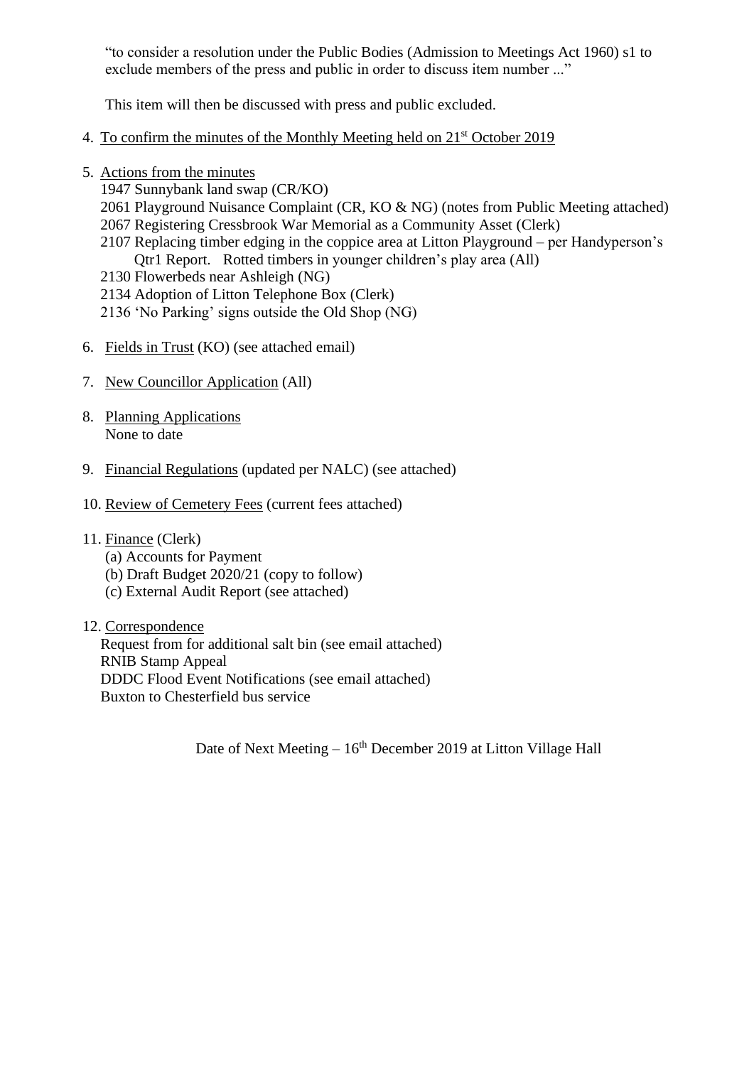"to consider a resolution under the Public Bodies (Admission to Meetings Act 1960) s1 to exclude members of the press and public in order to discuss item number ..."

This item will then be discussed with press and public excluded.

4. To confirm the minutes of the Monthly Meeting held on 21st October 2019

5. Actions from the minutes
   1947 Sunnybank land swap (CR/KO)
   2061 Playground Nuisance Complaint (CR, KO & NG) (notes from Public Meeting attached)
   2067 Registering Cressbrook War Memorial as a Community Asset (Clerk)
   2107 Replacing timber edging in the coppice area at Litton Playground – per Handyperson's Qtr1 Report. Rotted timbers in younger children's play area (All)
   2130 Flowerbeds near Ashleigh (NG)
   2134 Adoption of Litton Telephone Box (Clerk)
   2136 'No Parking' signs outside the Old Shop (NG)

6. Fields in Trust (KO) (see attached email)

7. New Councillor Application (All)

8. Planning Applications
   None to date

9. Financial Regulations (updated per NALC) (see attached)

10. Review of Cemetery Fees (current fees attached)

11. Finance (Clerk)
    (a) Accounts for Payment
    (b) Draft Budget 2020/21 (copy to follow)
    (c) External Audit Report (see attached)

12. Correspondence
    Request from for additional salt bin (see email attached)
    RNIB Stamp Appeal
    DDDC Flood Event Notifications (see email attached)
    Buxton to Chesterfield bus service

Date of Next Meeting – 16th December 2019 at Litton Village Hall